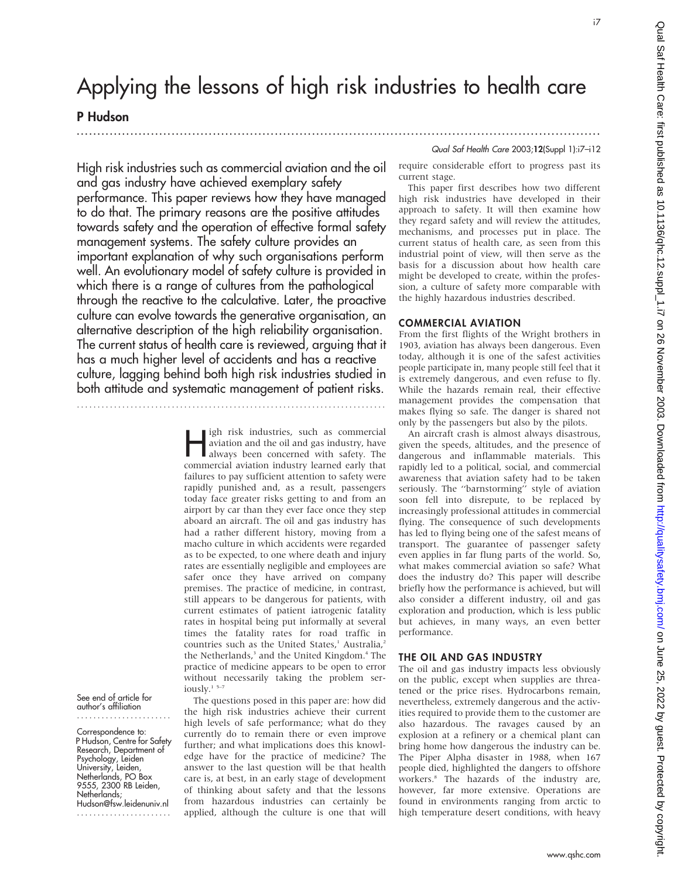# Applying the lessons of high risk industries to health care

**P Hudson**

High risk industries such as commercial aviation and the oil and gas industry have achieved exemplary safety performance. This paper reviews how they have managed to do that. The primary reasons are the positive attitudes towards safety and the operation of effective formal safety management systems. The safety culture provides an important explanation of why such organisations perform well. An evolutionary model of safety culture is provided in which there is a range of cultures from the pathological through the reactive to the calculative. Later, the proactive culture can evolve towards the generative organisation, an alternative description of the high reliability organisation. The current status of health care is reviewed, arguing that it has a much higher level of accidents and has a reactive culture, lagging behind both high risk industries studied in both attitude and systematic management of patient risks.

See end of article for author's affiliation

Correspondence to: P Hudson, Centre for Safety Research, Department of Psychology, Leiden University, Leiden, Netherlands, PO Box 9555, 2300 RB Leiden, Netherlands; Hudson@fsw.leidenuniv.nl

High risk industries, such as commercial aviation and the oil and gas industry, have always been concerned with safety. The commercial aviation industry learned early that failures to pay sufficient attention to safety were rapidly punished and, as a result, passengers today face greater risks getting to and from an airport by car than they ever face once they step aboard an aircraft. The oil and gas industry has had a rather different history, moving from a macho culture in which accidents were regarded as to be expected, to one where death and injury rates are essentially negligible and employees are safer once they have arrived on company premises. The practice of medicine, in contrast, still appears to be dangerous for patients, with current estimates of patient iatrogenic fatality rates in hospital being put informally at several times the fatality rates for road traffic in countries such as the United States,[1] Australia,[2] the Netherlands,[3] and the United Kingdom.[4] The practice of medicine appears to be open to error without necessarily taking the problem seriously.[1 5–7]

The questions posed in this paper are: how did the high risk industries achieve their current high levels of safe performance; what do they currently do to remain there or even improve further; and what implications does this knowledge have for the practice of medicine? The answer to the last question will be that health care is, at best, in an early stage of development of thinking about safety and that the lessons from hazardous industries can certainly be applied, although the culture is one that will require considerable effort to progress past its current stage.

This paper first describes how two different high risk industries have developed in their approach to safety. It will then examine how they regard safety and will review the attitudes, mechanisms, and processes put in place. The current status of health care, as seen from this industrial point of view, will then serve as the basis for a discussion about how health care might be developed to create, within the profession, a culture of safety more comparable with the highly hazardous industries described.

## COMMERCIAL AVIATION

From the first flights of the Wright brothers in 1903, aviation has always been dangerous. Even today, although it is one of the safest activities people participate in, many people still feel that it is extremely dangerous, and even refuse to fly. While the hazards remain real, their effective management provides the compensation that makes flying so safe. The danger is shared not only by the passengers but also by the pilots.

An aircraft crash is almost always disastrous, given the speeds, altitudes, and the presence of dangerous and inflammable materials. This rapidly led to a political, social, and commercial awareness that aviation safety had to be taken seriously. The "barnstorming" style of aviation soon fell into disrepute, to be replaced by increasingly professional attitudes in commercial flying. The consequence of such developments has led to flying being one of the safest means of transport. The guarantee of passenger safety even applies in far flung parts of the world. So, what makes commercial aviation so safe? What does the industry do? This paper will describe briefly how the performance is achieved, but will also consider a different industry, oil and gas exploration and production, which is less public but achieves, in many ways, an even better performance.

## THE OIL AND GAS INDUSTRY

The oil and gas industry impacts less obviously on the public, except when supplies are threatened or the price rises. Hydrocarbons remain, nevertheless, extremely dangerous and the activities required to provide them to the customer are also hazardous. The ravages caused by an explosion at a refinery or a chemical plant can bring home how dangerous the industry can be. The Piper Alpha disaster in 1988, when 167 people died, highlighted the dangers to offshore workers.[8] The hazards of the industry are, however, far more extensive. Operations are found in environments ranging from arctic to high temperature desert conditions, with heavy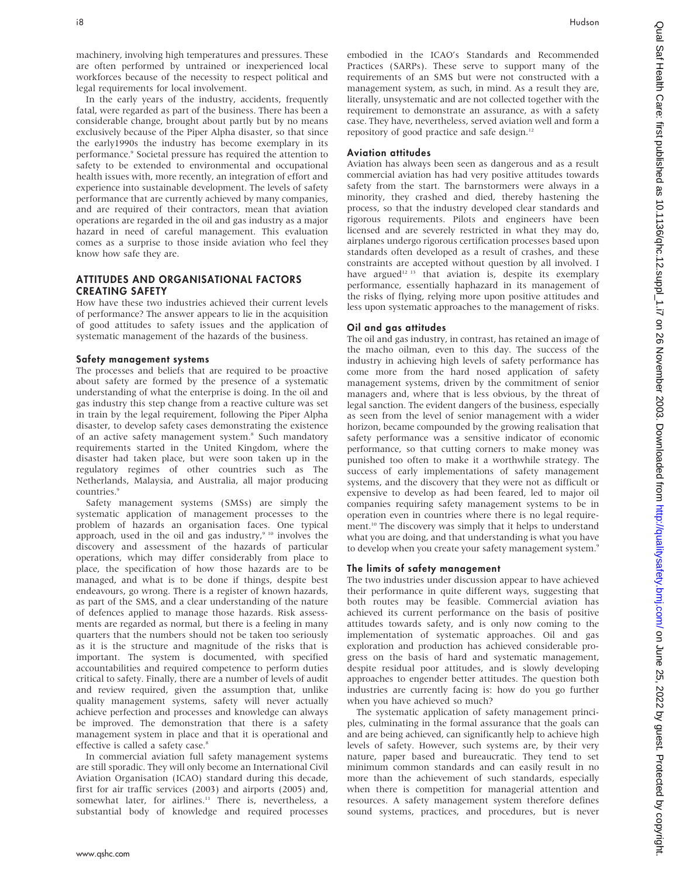machinery, involving high temperatures and pressures. These are often performed by untrained or inexperienced local workforces because of the necessity to respect political and legal requirements for local involvement.

In the early years of the industry, accidents, frequently fatal, were regarded as part of the business. There has been a considerable change, brought about partly but by no means exclusively because of the Piper Alpha disaster, so that since the early1990s the industry has become exemplary in its performance.[9] Societal pressure has required the attention to safety to be extended to environmental and occupational health issues with, more recently, an integration of effort and experience into sustainable development. The levels of safety performance that are currently achieved by many companies, and are required of their contractors, mean that aviation operations are regarded in the oil and gas industry as a major hazard in need of careful management. This evaluation comes as a surprise to those inside aviation who feel they know how safe they are.

## ATTITUDES AND ORGANISATIONAL FACTORS CREATING SAFETY

How have these two industries achieved their current levels of performance? The answer appears to lie in the acquisition of good attitudes to safety issues and the application of systematic management of the hazards of the business.

### Safety management systems

The processes and beliefs that are required to be proactive about safety are formed by the presence of a systematic understanding of what the enterprise is doing. In the oil and gas industry this step change from a reactive culture was set in train by the legal requirement, following the Piper Alpha disaster, to develop safety cases demonstrating the existence of an active safety management system.[8] Such mandatory requirements started in the United Kingdom, where the disaster had taken place, but were soon taken up in the regulatory regimes of other countries such as The Netherlands, Malaysia, and Australia, all major producing countries.[9]

Safety management systems (SMSs) are simply the systematic application of management processes to the problem of hazards an organisation faces. One typical approach, used in the oil and gas industry,[9, 10] involves the discovery and assessment of the hazards of particular operations, which may differ considerably from place to place, the specification of how those hazards are to be managed, and what is to be done if things, despite best endeavours, go wrong. There is a register of known hazards, as part of the SMS, and a clear understanding of the nature of defences applied to manage those hazards. Risk assessments are regarded as normal, but there is a feeling in many quarters that the numbers should not be taken too seriously as it is the structure and magnitude of the risks that is important. The system is documented, with specified accountabilities and required competence to perform duties critical to safety. Finally, there are a number of levels of audit and review required, given the assumption that, unlike quality management systems, safety will never actually achieve perfection and processes and knowledge can always be improved. The demonstration that there is a safety management system in place and that it is operational and effective is called a safety case.[8]

In commercial aviation full safety management systems are still sporadic. They will only become an International Civil Aviation Organisation (ICAO) standard during this decade, first for air traffic services (2003) and airports (2005) and, somewhat later, for airlines.[11] There is, nevertheless, a substantial body of knowledge and required processes embodied in the ICAO's Standards and Recommended Practices (SARPs). These serve to support many of the requirements of an SMS but were not constructed with a management system, as such, in mind. As a result they are, literally, unsystematic and are not collected together with the requirement to demonstrate an assurance, as with a safety case. They have, nevertheless, served aviation well and form a repository of good practice and safe design.[12]

### Aviation attitudes

Aviation has always been seen as dangerous and as a result commercial aviation has had very positive attitudes towards safety from the start. The barnstormers were always in a minority, they crashed and died, thereby hastening the process, so that the industry developed clear standards and rigorous requirements. Pilots and engineers have been licensed and are severely restricted in what they may do, airplanes undergo rigorous certification processes based upon standards often developed as a result of crashes, and these constraints are accepted without question by all involved. I have argued[12, 13] that aviation is, despite its exemplary performance, essentially haphazard in its management of the risks of flying, relying more upon positive attitudes and less upon systematic approaches to the management of risks.

### Oil and gas attitudes

The oil and gas industry, in contrast, has retained an image of the macho oilman, even to this day. The success of the industry in achieving high levels of safety performance has come more from the hard nosed application of safety management systems, driven by the commitment of senior managers and, where that is less obvious, by the threat of legal sanction. The evident dangers of the business, especially as seen from the level of senior management with a wider horizon, became compounded by the growing realisation that safety performance was a sensitive indicator of economic performance, so that cutting corners to make money was punished too often to make it a worthwhile strategy. The success of early implementations of safety management systems, and the discovery that they were not as difficult or expensive to develop as had been feared, led to major oil companies requiring safety management systems to be in operation even in countries where there is no legal requirement.[10] The discovery was simply that it helps to understand what you are doing, and that understanding is what you have to develop when you create your safety management system.[9]

### The limits of safety management

The two industries under discussion appear to have achieved their performance in quite different ways, suggesting that both routes may be feasible. Commercial aviation has achieved its current performance on the basis of positive attitudes towards safety, and is only now coming to the implementation of systematic approaches. Oil and gas exploration and production has achieved considerable progress on the basis of hard and systematic management, despite residual poor attitudes, and is slowly developing approaches to engender better attitudes. The question both industries are currently facing is: how do you go further when you have achieved so much?

The systematic application of safety management principles, culminating in the formal assurance that the goals can and are being achieved, can significantly help to achieve high levels of safety. However, such systems are, by their very nature, paper based and bureaucratic. They tend to set minimum common standards and can easily result in no more than the achievement of such standards, especially when there is competition for managerial attention and resources. A safety management system therefore defines sound systems, practices, and procedures, but is never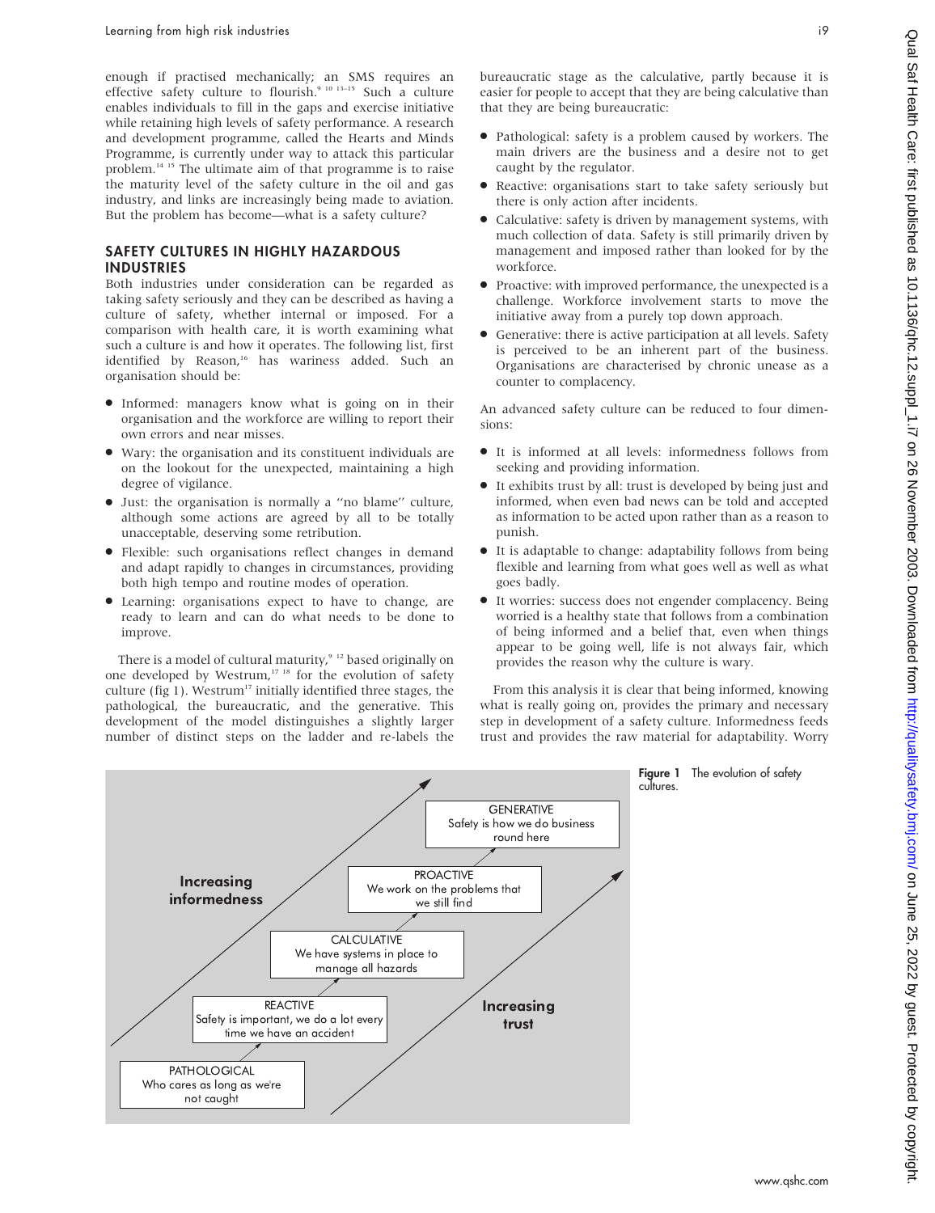enough if practised mechanically; an SMS requires an effective safety culture to flourish.[9 10 13–15] Such a culture enables individuals to fill in the gaps and exercise initiative while retaining high levels of safety performance. A research and development programme, called the Hearts and Minds Programme, is currently under way to attack this particular problem.[14 15] The ultimate aim of that programme is to raise the maturity level of the safety culture in the oil and gas industry, and links are increasingly being made to aviation. But the problem has become—what is a safety culture?

## SAFETY CULTURES IN HIGHLY HAZARDOUS INDUSTRIES

Both industries under consideration can be regarded as taking safety seriously and they can be described as having a culture of safety, whether internal or imposed. For a comparison with health care, it is worth examining what such a culture is and how it operates. The following list, first identified by Reason,[16] has wariness added. Such an organisation should be:

- Informed: managers know what is going on in their organisation and the workforce are willing to report their own errors and near misses.
- Wary: the organisation and its constituent individuals are on the lookout for the unexpected, maintaining a high degree of vigilance.
- Just: the organisation is normally a "no blame" culture, although some actions are agreed by all to be totally unacceptable, deserving some retribution.
- Flexible: such organisations reflect changes in demand and adapt rapidly to changes in circumstances, providing both high tempo and routine modes of operation.
- Learning: organisations expect to have to change, are ready to learn and can do what needs to be done to improve.

There is a model of cultural maturity,[9 12] based originally on one developed by Westrum,[17 18] for the evolution of safety culture (fig 1). Westrum[17] initially identified three stages, the pathological, the bureaucratic, and the generative. This development of the model distinguishes a slightly larger number of distinct steps on the ladder and re-labels the bureaucratic stage as the calculative, partly because it is easier for people to accept that they are being calculative than that they are being bureaucratic:

- Pathological: safety is a problem caused by workers. The main drivers are the business and a desire not to get caught by the regulator.
- Reactive: organisations start to take safety seriously but there is only action after incidents.
- Calculative: safety is driven by management systems, with much collection of data. Safety is still primarily driven by management and imposed rather than looked for by the workforce.
- Proactive: with improved performance, the unexpected is a challenge. Workforce involvement starts to move the initiative away from a purely top down approach.
- Generative: there is active participation at all levels. Safety is perceived to be an inherent part of the business. Organisations are characterised by chronic unease as a counter to complacency.

An advanced safety culture can be reduced to four dimensions:

- It is informed at all levels: informedness follows from seeking and providing information.
- It exhibits trust by all: trust is developed by being just and informed, when even bad news can be told and accepted as information to be acted upon rather than as a reason to punish.
- It is adaptable to change: adaptability follows from being flexible and learning from what goes well as well as what goes badly.
- It worries: success does not engender complacency. Being worried is a healthy state that follows from a combination of being informed and a belief that, even when things appear to be going well, life is not always fair, which provides the reason why the culture is wary.

From this analysis it is clear that being informed, knowing what is really going on, provides the primary and necessary step in development of a safety culture. Informedness feeds trust and provides the raw material for adaptability. Worry

Increasing informedness

Increasing trust

GENERATIVE
Safety is how we do business round here

PROACTIVE
We work on the problems that we still find

CALCULATIVE
We have systems in place to manage all hazards

REACTIVE
Safety is important, we do a lot every time we have an accident

PATHOLOGICAL
Who cares as long as we're not caught

**Figure 1** The evolution of safety cultures.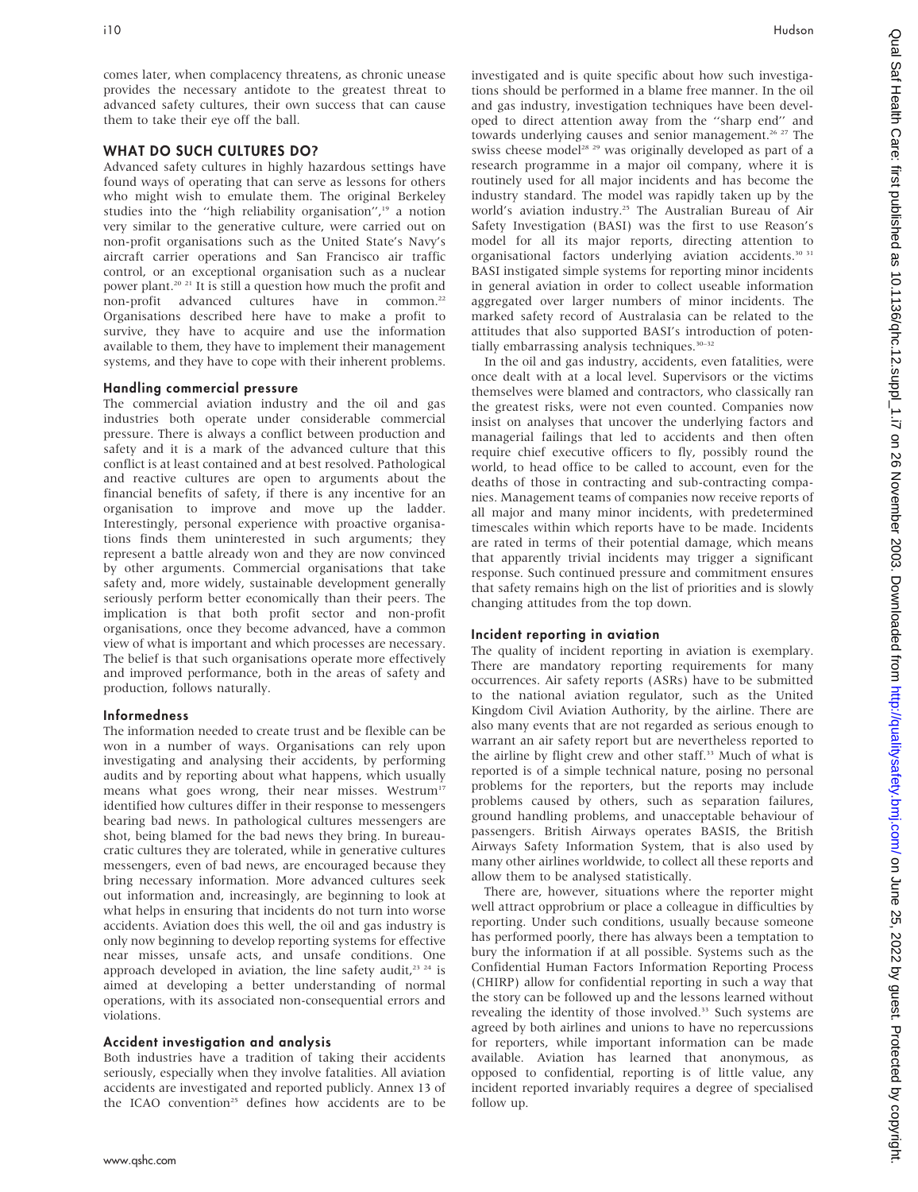comes later, when complacency threatens, as chronic unease provides the necessary antidote to the greatest threat to advanced safety cultures, their own success that can cause them to take their eye off the ball.

## WHAT DO SUCH CULTURES DO?

Advanced safety cultures in highly hazardous settings have found ways of operating that can serve as lessons for others who might wish to emulate them. The original Berkeley studies into the "high reliability organisation",[19] a notion very similar to the generative culture, were carried out on non-profit organisations such as the United State's Navy's aircraft carrier operations and San Francisco air traffic control, or an exceptional organisation such as a nuclear power plant.[20 21] It is still a question how much the profit and non-profit advanced cultures have in common.[22] Organisations described here have to make a profit to survive, they have to acquire and use the information available to them, they have to implement their management systems, and they have to cope with their inherent problems.

### Handling commercial pressure

The commercial aviation industry and the oil and gas industries both operate under considerable commercial pressure. There is always a conflict between production and safety and it is a mark of the advanced culture that this conflict is at least contained and at best resolved. Pathological and reactive cultures are open to arguments about the financial benefits of safety, if there is any incentive for an organisation to improve and move up the ladder. Interestingly, personal experience with proactive organisations finds them uninterested in such arguments; they represent a battle already won and they are now convinced by other arguments. Commercial organisations that take safety and, more widely, sustainable development generally seriously perform better economically than their peers. The implication is that both profit sector and non-profit organisations, once they become advanced, have a common view of what is important and which processes are necessary. The belief is that such organisations operate more effectively and improved performance, both in the areas of safety and production, follows naturally.

### Informedness

The information needed to create trust and be flexible can be won in a number of ways. Organisations can rely upon investigating and analysing their accidents, by performing audits and by reporting about what happens, which usually means what goes wrong, their near misses. Westrum[17] identified how cultures differ in their response to messengers bearing bad news. In pathological cultures messengers are shot, being blamed for the bad news they bring. In bureaucratic cultures they are tolerated, while in generative cultures messengers, even of bad news, are encouraged because they bring necessary information. More advanced cultures seek out information and, increasingly, are beginning to look at what helps in ensuring that incidents do not turn into worse accidents. Aviation does this well, the oil and gas industry is only now beginning to develop reporting systems for effective near misses, unsafe acts, and unsafe conditions. One approach developed in aviation, the line safety audit,[23 24] is aimed at developing a better understanding of normal operations, with its associated non-consequential errors and violations.

### Accident investigation and analysis

Both industries have a tradition of taking their accidents seriously, especially when they involve fatalities. All aviation accidents are investigated and reported publicly. Annex 13 of the ICAO convention[25] defines how accidents are to be investigated and is quite specific about how such investigations should be performed in a blame free manner. In the oil and gas industry, investigation techniques have been developed to direct attention away from the "sharp end" and towards underlying causes and senior management.[26 27] The swiss cheese model[28 29] was originally developed as part of a research programme in a major oil company, where it is routinely used for all major incidents and has become the industry standard. The model was rapidly taken up by the world's aviation industry.[25] The Australian Bureau of Air Safety Investigation (BASI) was the first to use Reason's model for all its major reports, directing attention to organisational factors underlying aviation accidents.[30 31] BASI instigated simple systems for reporting minor incidents in general aviation in order to collect useable information aggregated over larger numbers of minor incidents. The marked safety record of Australasia can be related to the attitudes that also supported BASI's introduction of potentially embarrassing analysis techniques.[30–32]

In the oil and gas industry, accidents, even fatalities, were once dealt with at a local level. Supervisors or the victims themselves were blamed and contractors, who classically ran the greatest risks, were not even counted. Companies now insist on analyses that uncover the underlying factors and managerial failings that led to accidents and then often require chief executive officers to fly, possibly round the world, to head office to be called to account, even for the deaths of those in contracting and sub-contracting companies. Management teams of companies now receive reports of all major and many minor incidents, with predetermined timescales within which reports have to be made. Incidents are rated in terms of their potential damage, which means that apparently trivial incidents may trigger a significant response. Such continued pressure and commitment ensures that safety remains high on the list of priorities and is slowly changing attitudes from the top down.

### Incident reporting in aviation

The quality of incident reporting in aviation is exemplary. There are mandatory reporting requirements for many occurrences. Air safety reports (ASRs) have to be submitted to the national aviation regulator, such as the United Kingdom Civil Aviation Authority, by the airline. There are also many events that are not regarded as serious enough to warrant an air safety report but are nevertheless reported to the airline by flight crew and other staff.[33] Much of what is reported is of a simple technical nature, posing no personal problems for the reporters, but the reports may include problems caused by others, such as separation failures, ground handling problems, and unacceptable behaviour of passengers. British Airways operates BASIS, the British Airways Safety Information System, that is also used by many other airlines worldwide, to collect all these reports and allow them to be analysed statistically.

There are, however, situations where the reporter might well attract opprobrium or place a colleague in difficulties by reporting. Under such conditions, usually because someone has performed poorly, there has always been a temptation to bury the information if at all possible. Systems such as the Confidential Human Factors Information Reporting Process (CHIRP) allow for confidential reporting in such a way that the story can be followed up and the lessons learned without revealing the identity of those involved.[33] Such systems are agreed by both airlines and unions to have no repercussions for reporters, while important information can be made available. Aviation has learned that anonymous, as opposed to confidential, reporting is of little value, any incident reported invariably requires a degree of specialised follow up.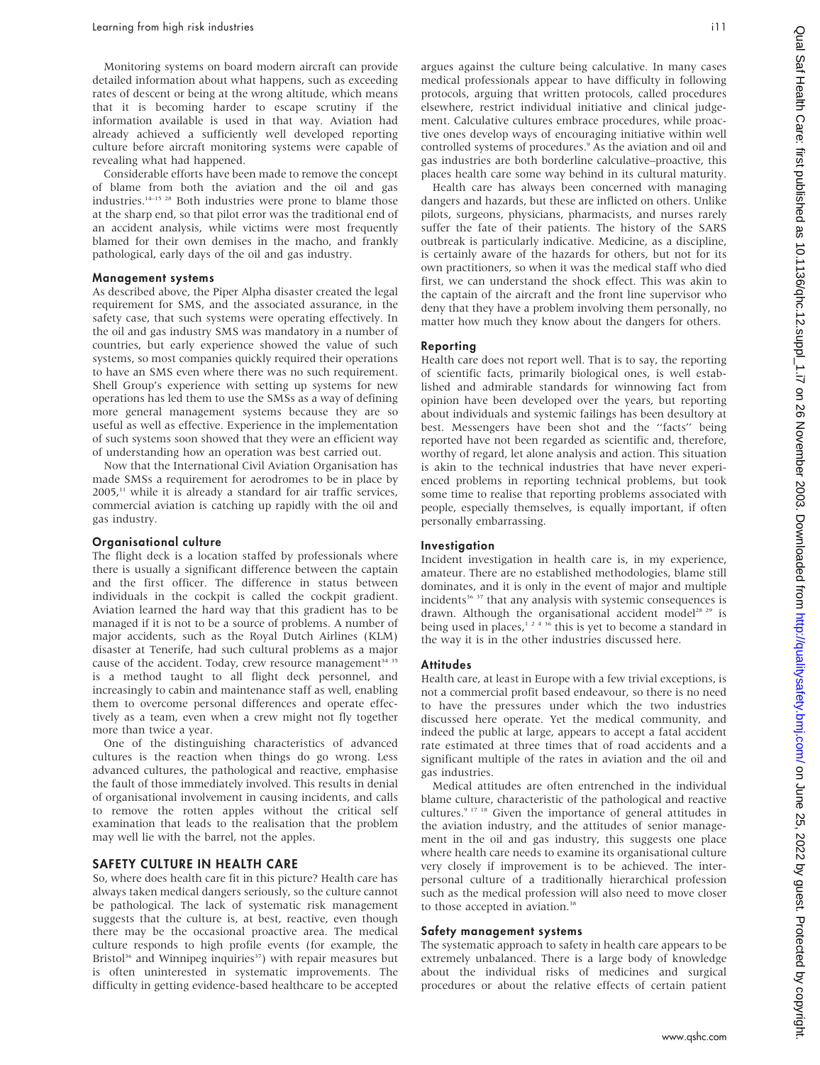Monitoring systems on board modern aircraft can provide detailed information about what happens, such as exceeding rates of descent or being at the wrong altitude, which means that it is becoming harder to escape scrutiny if the information available is used in that way. Aviation had already achieved a sufficiently well developed reporting culture before aircraft monitoring systems were capable of revealing what had happened.

Considerable efforts have been made to remove the concept of blame from both the aviation and the oil and gas industries.[14–15 28] Both industries were prone to blame those at the sharp end, so that pilot error was the traditional end of an accident analysis, while victims were most frequently blamed for their own demises in the macho, and frankly pathological, early days of the oil and gas industry.

### Management systems

As described above, the Piper Alpha disaster created the legal requirement for SMS, and the associated assurance, in the safety case, that such systems were operating effectively. In the oil and gas industry SMS was mandatory in a number of countries, but early experience showed the value of such systems, so most companies quickly required their operations to have an SMS even where there was no such requirement. Shell Group's experience with setting up systems for new operations has led them to use the SMSs as a way of defining more general management systems because they are so useful as well as effective. Experience in the implementation of such systems soon showed that they were an efficient way of understanding how an operation was best carried out.

Now that the International Civil Aviation Organisation has made SMSs a requirement for aerodromes to be in place by 2005,[11] while it is already a standard for air traffic services, commercial aviation is catching up rapidly with the oil and gas industry.

### Organisational culture

The flight deck is a location staffed by professionals where there is usually a significant difference between the captain and the first officer. The difference in status between individuals in the cockpit is called the cockpit gradient. Aviation learned the hard way that this gradient has to be managed if it is not to be a source of problems. A number of major accidents, such as the Royal Dutch Airlines (KLM) disaster at Tenerife, had such cultural problems as a major cause of the accident. Today, crew resource management[34 35] is a method taught to all flight deck personnel, and increasingly to cabin and maintenance staff as well, enabling them to overcome personal differences and operate effectively as a team, even when a crew might not fly together more than twice a year.

One of the distinguishing characteristics of advanced cultures is the reaction when things do go wrong. Less advanced cultures, the pathological and reactive, emphasise the fault of those immediately involved. This results in denial of organisational involvement in causing incidents, and calls to remove the rotten apples without the critical self examination that leads to the realisation that the problem may well lie with the barrel, not the apples.

## SAFETY CULTURE IN HEALTH CARE

So, where does health care fit in this picture? Health care has always taken medical dangers seriously, so the culture cannot be pathological. The lack of systematic risk management suggests that the culture is, at best, reactive, even though there may be the occasional proactive area. The medical culture responds to high profile events (for example, the Bristol[36] and Winnipeg inquiries[37]) with repair measures but is often uninterested in systematic improvements. The difficulty in getting evidence-based healthcare to be accepted argues against the culture being calculative. In many cases medical professionals appear to have difficulty in following protocols, arguing that written protocols, called procedures elsewhere, restrict individual initiative and clinical judgement. Calculative cultures embrace procedures, while proactive ones develop ways of encouraging initiative within well controlled systems of procedures.[9] As the aviation and oil and gas industries are both borderline calculative–proactive, this places health care some way behind in its cultural maturity.

Health care has always been concerned with managing dangers and hazards, but these are inflicted on others. Unlike pilots, surgeons, physicians, pharmacists, and nurses rarely suffer the fate of their patients. The history of the SARS outbreak is particularly indicative. Medicine, as a discipline, is certainly aware of the hazards for others, but not for its own practitioners, so when it was the medical staff who died first, we can understand the shock effect. This was akin to the captain of the aircraft and the front line supervisor who deny that they have a problem involving them personally, no matter how much they know about the dangers for others.

### Reporting

Health care does not report well. That is to say, the reporting of scientific facts, primarily biological ones, is well established and admirable standards for winnowing fact from opinion have been developed over the years, but reporting about individuals and systemic failings has been desultory at best. Messengers have been shot and the "facts" being reported have not been regarded as scientific and, therefore, worthy of regard, let alone analysis and action. This situation is akin to the technical industries that have never experienced problems in reporting technical problems, but took some time to realise that reporting problems associated with people, especially themselves, is equally important, if often personally embarrassing.

### Investigation

Incident investigation in health care is, in my experience, amateur. There are no established methodologies, blame still dominates, and it is only in the event of major and multiple incidents[36 37] that any analysis with systemic consequences is drawn. Although the organisational accident model[28 29] is being used in places,[1 2 4 36] this is yet to become a standard in the way it is in the other industries discussed here.

### Attitudes

Health care, at least in Europe with a few trivial exceptions, is not a commercial profit based endeavour, so there is no need to have the pressures under which the two industries discussed here operate. Yet the medical community, and indeed the public at large, appears to accept a fatal accident rate estimated at three times that of road accidents and a significant multiple of the rates in aviation and the oil and gas industries.

Medical attitudes are often entrenched in the individual blame culture, characteristic of the pathological and reactive cultures.[9 17 18] Given the importance of general attitudes in the aviation industry, and the attitudes of senior management in the oil and gas industry, this suggests one place where health care needs to examine its organisational culture very closely if improvement is to be achieved. The interpersonal culture of a traditionally hierarchical profession such as the medical profession will also need to move closer to those accepted in aviation.[38]

### Safety management systems

The systematic approach to safety in health care appears to be extremely unbalanced. There is a large body of knowledge about the individual risks of medicines and surgical procedures or about the relative effects of certain patient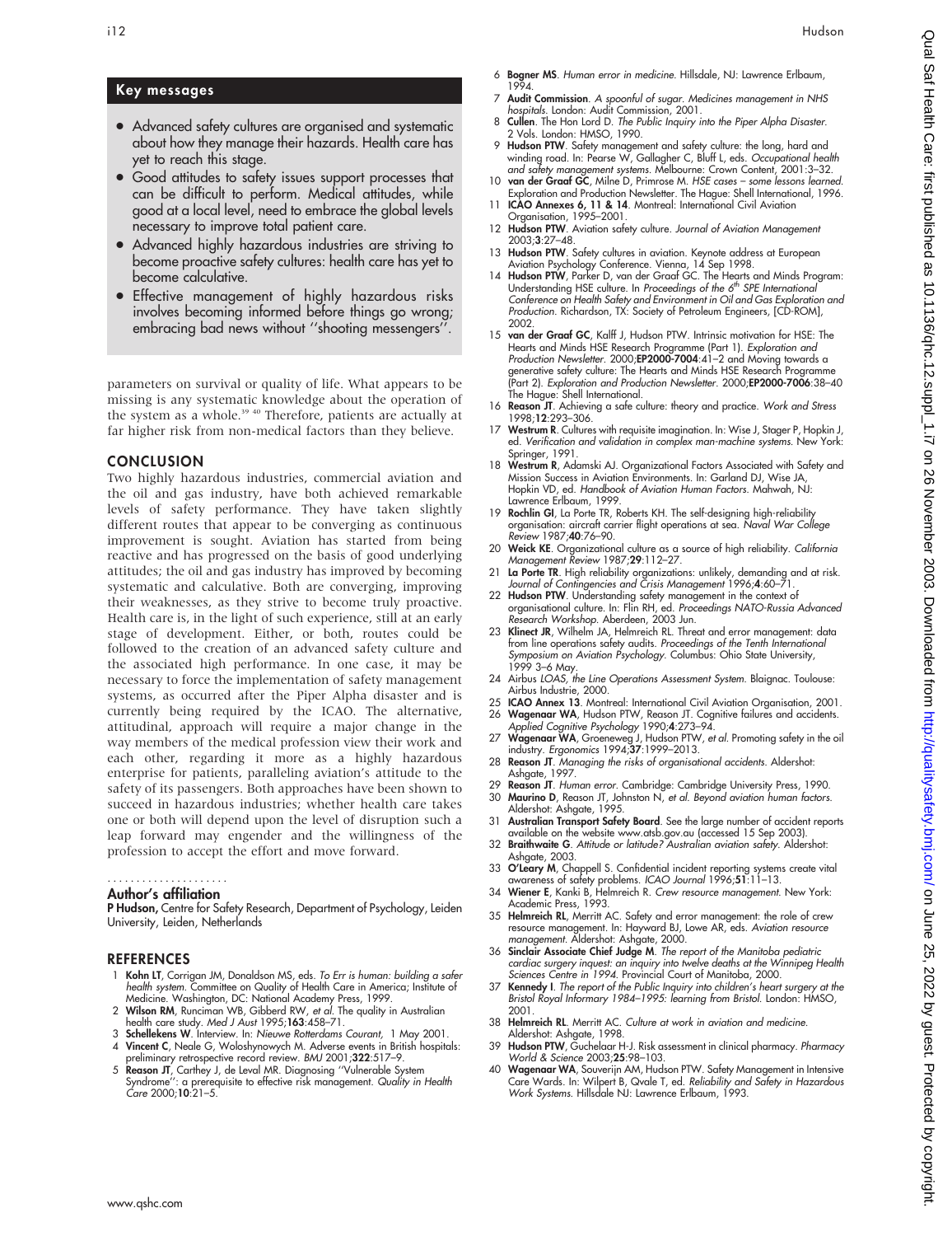## Key messages

- Advanced safety cultures are organised and systematic about how they manage their hazards. Health care has yet to reach this stage.
- Good attitudes to safety issues support processes that can be difficult to perform. Medical attitudes, while good at a local level, need to embrace the global levels necessary to improve total patient care.
- Advanced highly hazardous industries are striving to become proactive safety cultures: health care has yet to become calculative.
- Effective management of highly hazardous risks involves becoming informed before things go wrong; embracing bad news without ''shooting messengers''.

parameters on survival or quality of life. What appears to be missing is any systematic knowledge about the operation of the system as a whole.[39 40] Therefore, patients are actually at far higher risk from non-medical factors than they believe.

## CONCLUSION

Two highly hazardous industries, commercial aviation and the oil and gas industry, have both achieved remarkable levels of safety performance. They have taken slightly different routes that appear to be converging as continuous improvement is sought. Aviation has started from being reactive and has progressed on the basis of good underlying attitudes; the oil and gas industry has improved by becoming systematic and calculative. Both are converging, improving their weaknesses, as they strive to become truly proactive. Health care is, in the light of such experience, still at an early stage of development. Either, or both, routes could be followed to the creation of an advanced safety culture and the associated high performance. In one case, it may be necessary to force the implementation of safety management systems, as occurred after the Piper Alpha disaster and is currently being required by the ICAO. The alternative, attitudinal, approach will require a major change in the way members of the medical profession view their work and each other, regarding it more as a highly hazardous enterprise for patients, paralleling aviation's attitude to the safety of its passengers. Both approaches have been shown to succeed in hazardous industries; whether health care takes one or both will depend upon the level of disruption such a leap forward may engender and the willingness of the profession to accept the effort and move forward.

### Author's affiliation

**P Hudson,** Centre for Safety Research, Department of Psychology, Leiden University, Leiden, Netherlands

## REFERENCES

1. **Kohn LT**, Corrigan JM, Donaldson MS, eds. *To Err is human: building a safer health system*. Committee on Quality of Health Care in America; Institute of Medicine. Washington, DC: National Academy Press, 1999.
2. **Wilson RM**, Runciman WB, Gibberd RW, *et al*. The quality in Australian health care study. *Med J Aust* 1995;**163**:458–71.
3. **Schellekens W**. Interview. In: *Nieuwe Rotterdams Courant,* 1 May 2001.
4. **Vincent C**, Neale G, Woloshynowych M. Adverse events in British hospitals: preliminary retrospective record review. *BMJ* 2001;**322**:517–9.
5. **Reason JT**, Carthey J, de Leval MR. Diagnosing ''Vulnerable System Syndrome'': a prerequisite to effective risk management. *Quality in Health Care* 2000;**10**:21–5.
6. **Bogner MS**. *Human error in medicine*. Hillsdale, NJ: Lawrence Erlbaum, 1994.
7. **Audit Commission**. *A spoonful of sugar. Medicines management in NHS hospitals*. London: Audit Commission, 2001.
8. **Cullen**. The Hon Lord D. *The Public Inquiry into the Piper Alpha Disaster*. 2 Vols. London: HMSO, 1990.
9. **Hudson PTW**. Safety management and safety culture: the long, hard and winding road. In: Pearse W, Gallagher C, Bluff L, eds. *Occupational health and safety management systems*. Melbourne: Crown Content, 2001:3–32.
10. **van der Graaf GC**, Milne D, Primrose M. *HSE cases – some lessons learned*. Exploration and Production Newsletter. The Hague: Shell International, 1996.
11. **ICAO Annexes 6, 11 & 14**. Montreal: International Civil Aviation Organisation, 1995–2001.
12. **Hudson PTW**. Aviation safety culture. *Journal of Aviation Management* 2003;**3**:27–48.
13. **Hudson PTW**. Safety cultures in aviation. Keynote address at European Aviation Psychology Conference. Vienna, 14 Sep 1998.
14. **Hudson PTW**, Parker D, van der Graaf GC. The Hearts and Minds Program: Understanding HSE culture. In *Proceedings of the 6th SPE International Conference on Health Safety and Environment in Oil and Gas Exploration and Production*. Richardson, TX: Society of Petroleum Engineers, [CD-ROM], 2002.
15. **van der Graaf GC**, Kalff J, Hudson PTW. Intrinsic motivation for HSE: The Hearts and Minds HSE Research Programme (Part 1). *Exploration and Production Newsletter*. 2000;**EP2000-7004**:41–2 and Moving towards a generative safety culture: The Hearts and Minds HSE Research Programme (Part 2). *Exploration and Production Newsletter*. 2000;**EP2000-7006**:38–40 The Hague: Shell International.
16. **Reason JT**. Achieving a safe culture: theory and practice. *Work and Stress* 1998;**12**:293–306.
17. **Westrum R**. Cultures with requisite imagination. In: Wise J, Stager P, Hopkin J, ed. *Verification and validation in complex man-machine systems*. New York: Springer, 1991.
18. **Westrum R**, Adamski AJ. Organizational Factors Associated with Safety and Mission Success in Aviation Environments. In: Garland DJ, Wise JA, Hopkin VD, ed. *Handbook of Aviation Human Factors*. Mahwah, NJ: Lawrence Erlbaum, 1999.
19. **Rochlin GI**, La Porte TR, Roberts KH. The self-designing high-reliability organisation: aircraft carrier flight operations at sea. *Naval War College Review* 1987;**40**:76–90.
20. **Weick KE**. Organizational culture as a source of high reliability. *California Management Review* 1987;**29**:112–27.
21. **La Porte TR**. High reliability organizations: unlikely, demanding and at risk. *Journal of Contingencies and Crisis Management* 1996;**4**:60–71.
22. **Hudson PTW**. Understanding safety management in the context of organisational culture. In: Flin RH, ed. *Proceedings NATO-Russia Advanced Research Workshop*. Aberdeen, 2003 Jun.
23. **Klinect JR**, Wilhelm JA, Helmreich RL. Threat and error management: data from line operations safety audits. *Proceedings of the Tenth International Symposium on Aviation Psychology*. Columbus: Ohio State University, 1999 3–6 May.
24. Airbus *LOAS, the Line Operations Assessment System*. Blaignac. Toulouse: Airbus Industrie, 2000.
25. **ICAO Annex 13**. Montreal: International Civil Aviation Organisation, 2001.
26. **Wagenaar WA**, Hudson PTW, Reason JT. Cognitive failures and accidents. *Applied Cognitive Psychology* 1990;**4**:273–94.
27. **Wagenaar WA**, Groeneweg J, Hudson PTW, *et al*. Promoting safety in the oil industry. *Ergonomics* 1994;**37**:1999–2013.
28. **Reason JT**. *Managing the risks of organisational accidents*. Aldershot: Ashgate, 1997.
29. **Reason JT**. *Human error*. Cambridge: Cambridge University Press, 1990.
30. **Maurino D**, Reason JT, Johnston N, *et al*. *Beyond aviation human factors*. Aldershot: Ashgate, 1995.
31. **Australian Transport Safety Board**. See the large number of accident reports available on the website www.atsb.gov.au (accessed 15 Sep 2003).
32. **Braithwaite G**. *Attitude or latitude? Australian aviation safety*. Aldershot: Ashgate, 2003.
33. **O'Leary M**, Chappell S. Confidential incident reporting systems create vital awareness of safety problems. *ICAO Journal* 1996;**51**:11–13.
34. **Wiener E**, Kanki B, Helmreich R. *Crew resource management*. New York: Academic Press, 1993.
35. **Helmreich RL**, Merritt AC. Safety and error management: the role of crew resource management. In: Hayward BJ, Lowe AR, eds. *Aviation resource management*. Aldershot: Ashgate, 2000.
36. **Sinclair Associate Chief Judge M**. *The report of the Manitoba pediatric cardiac surgery inquest: an inquiry into twelve deaths at the Winnipeg Health Sciences Centre in 1994*. Provincial Court of Manitoba, 2000.
37. **Kennedy I**. *The report of the Public Inquiry into children's heart surgery at the Bristol Royal Infirmary 1984–1995: learning from Bristol*. London: HMSO, 2001.
38. **Helmreich RL**. Merritt AC. *Culture at work in aviation and medicine*. Aldershot: Ashgate, 1998.
39. **Hudson PTW**, Guchelaar H-J. Risk assessment in clinical pharmacy. *Pharmacy World & Science* 2003;**25**:98–103.
40. **Wagenaar WA**, Souverijn AM, Hudson PTW. Safety Management in Intensive Care Wards. In: Wilpert B, Qvale T, ed. *Reliability and Safety in Hazardous Work Systems*. Hillsdale NJ: Lawrence Erlbaum, 1993.